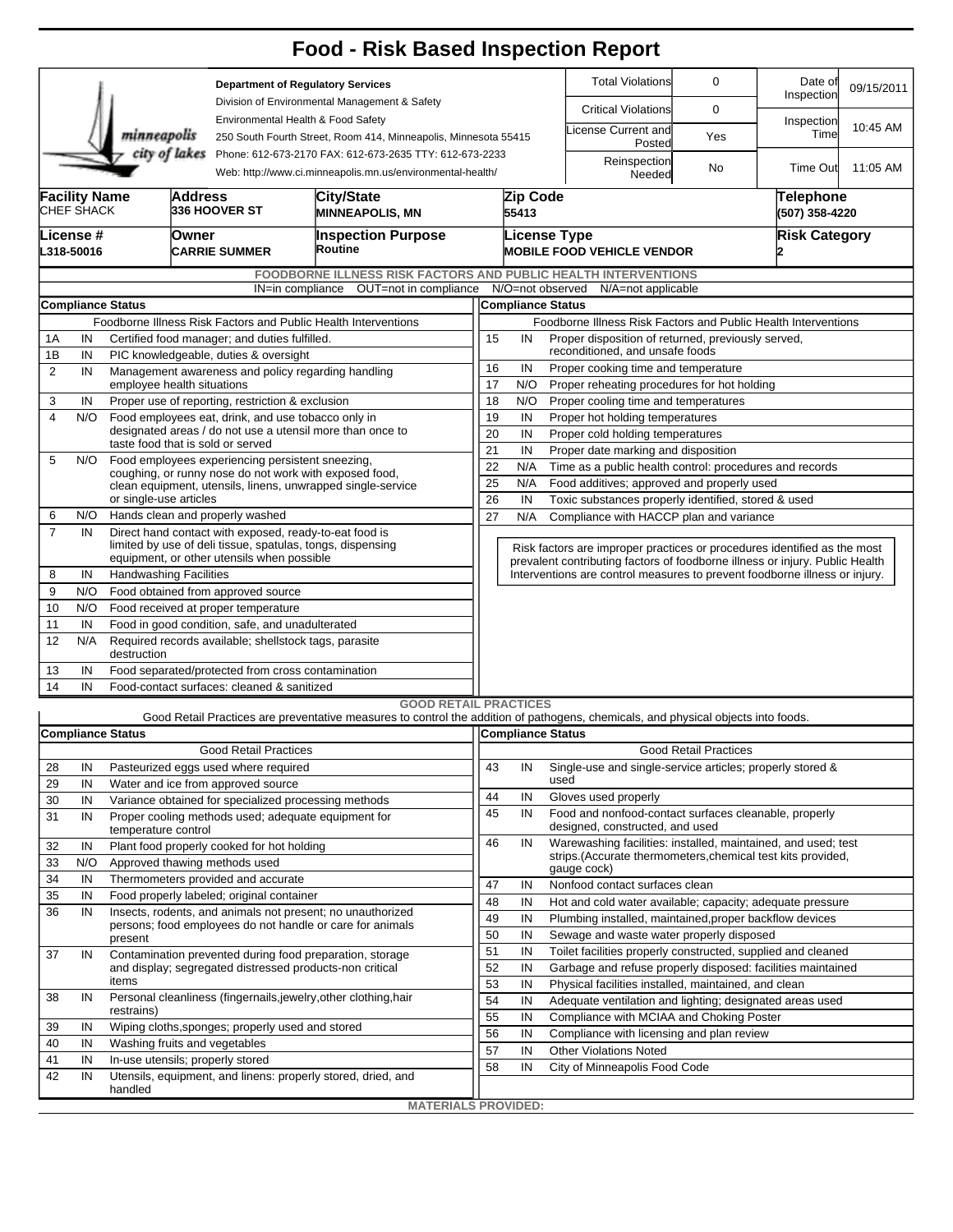# Food - Risk Based Inspection Report

**Department of Regulatory Services**
Division of Environmental Management & Safety
Environmental Health & Food Safety
250 South Fourth Street, Room 414, Minneapolis, Minnesota 55415
Phone: 612-673-2170 FAX: 612-673-2635 TTY: 612-673-2233
Web: http://www.ci.minneapolis.mn.us/environmental-health/

| | | | |
|---|---|---|---|
| Total Violations | 0 | Date of Inspection | 09/15/2011 |
| Critical Violations | 0 | Inspection Time | 10:45 AM |
| License Current and Posted | Yes | | |
| Reinspection Needed | No | Time Out | 11:05 AM |

| Facility Name | Address | City/State | Zip Code | Telephone |
|---|---|---|---|---|
| CHEF SHACK | 336 HOOVER ST | MINNEAPOLIS, MN | 55413 | (507) 358-4220 |

| License # | Owner | Inspection Purpose | License Type | Risk Category |
|---|---|---|---|---|
| L318-50016 | CARRIE SUMMER | Routine | MOBILE FOOD VEHICLE VENDOR | 2 |

## FOODBORNE ILLNESS RISK FACTORS AND PUBLIC HEALTH INTERVENTIONS

IN=in compliance OUT=not in compliance N/O=not observed N/A=not applicable

| # | Compliance Status | Foodborne Illness Risk Factors and Public Health Interventions |
|---|---|---|
| 1A | IN | Certified food manager; and duties fulfilled. |
| 1B | IN | PIC knowledgeable, duties & oversight |
| 2 | IN | Management awareness and policy regarding handling employee health situations |
| 3 | IN | Proper use of reporting, restriction & exclusion |
| 4 | N/O | Food employees eat, drink, and use tobacco only in designated areas / do not use a utensil more than once to taste food that is sold or served |
| 5 | N/O | Food employees experiencing persistent sneezing, coughing, or runny nose do not work with exposed food, clean equipment, utensils, linens, unwrapped single-service or single-use articles |
| 6 | N/O | Hands clean and properly washed |
| 7 | IN | Direct hand contact with exposed, ready-to-eat food is limited by use of deli tissue, spatulas, tongs, dispensing equipment, or other utensils when possible |
| 8 | IN | Handwashing Facilities |
| 9 | N/O | Food obtained from approved source |
| 10 | N/O | Food received at proper temperature |
| 11 | IN | Food in good condition, safe, and unadulterated |
| 12 | N/A | Required records available; shellstock tags, parasite destruction |
| 13 | IN | Food separated/protected from cross contamination |
| 14 | IN | Food-contact surfaces: cleaned & sanitized |
| 15 | IN | Proper disposition of returned, previously served, reconditioned, and unsafe foods |
| 16 | IN | Proper cooking time and temperature |
| 17 | N/O | Proper reheating procedures for hot holding |
| 18 | N/O | Proper cooling time and temperatures |
| 19 | IN | Proper hot holding temperatures |
| 20 | IN | Proper cold holding temperatures |
| 21 | IN | Proper date marking and disposition |
| 22 | N/A | Time as a public health control: procedures and records |
| 25 | N/A | Food additives; approved and properly used |
| 26 | IN | Toxic substances properly identified, stored & used |
| 27 | N/A | Compliance with HACCP plan and variance |

Risk factors are improper practices or procedures identified as the most prevalent contributing factors of foodborne illness or injury. Public Health Interventions are control measures to prevent foodborne illness or injury.

## GOOD RETAIL PRACTICES

Good Retail Practices are preventative measures to control the addition of pathogens, chemicals, and physical objects into foods.

| # | Compliance Status | Good Retail Practices |
|---|---|---|
| 28 | IN | Pasteurized eggs used where required |
| 29 | IN | Water and ice from approved source |
| 30 | IN | Variance obtained for specialized processing methods |
| 31 | IN | Proper cooling methods used; adequate equipment for temperature control |
| 32 | IN | Plant food properly cooked for hot holding |
| 33 | N/O | Approved thawing methods used |
| 34 | IN | Thermometers provided and accurate |
| 35 | IN | Food properly labeled; original container |
| 36 | IN | Insects, rodents, and animals not present; no unauthorized persons; food employees do not handle or care for animals present |
| 37 | IN | Contamination prevented during food preparation, storage and display; segregated distressed products-non critical items |
| 38 | IN | Personal cleanliness (fingernails,jewelry,other clothing,hair restrains) |
| 39 | IN | Wiping cloths,sponges; properly used and stored |
| 40 | IN | Washing fruits and vegetables |
| 41 | IN | In-use utensils; properly stored |
| 42 | IN | Utensils, equipment, and linens: properly stored, dried, and handled |
| 43 | IN | Single-use and single-service articles; properly stored & used |
| 44 | IN | Gloves used properly |
| 45 | IN | Food and nonfood-contact surfaces cleanable, properly designed, constructed, and used |
| 46 | IN | Warewashing facilities: installed, maintained, and used; test strips.(Accurate thermometers,chemical test kits provided, gauge cock) |
| 47 | IN | Nonfood contact surfaces clean |
| 48 | IN | Hot and cold water available; capacity; adequate pressure |
| 49 | IN | Plumbing installed, maintained,proper backflow devices |
| 50 | IN | Sewage and waste water properly disposed |
| 51 | IN | Toilet facilities properly constructed, supplied and cleaned |
| 52 | IN | Garbage and refuse properly disposed: facilities maintained |
| 53 | IN | Physical facilities installed, maintained, and clean |
| 54 | IN | Adequate ventilation and lighting; designated areas used |
| 55 | IN | Compliance with MCIAA and Choking Poster |
| 56 | IN | Compliance with licensing and plan review |
| 57 | IN | Other Violations Noted |
| 58 | IN | City of Minneapolis Food Code |

**MATERIALS PROVIDED:**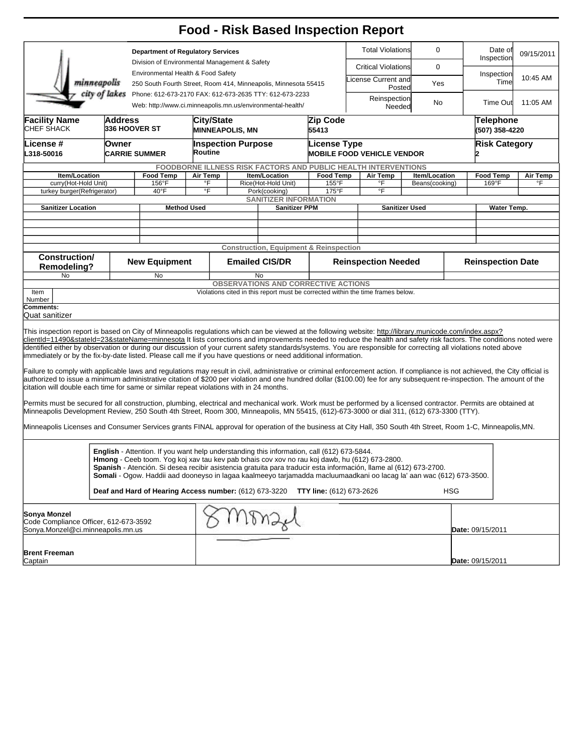# Food - Risk Based Inspection Report

**Department of Regulatory Services**
Division of Environmental Management & Safety
Environmental Health & Food Safety
250 South Fourth Street, Room 414, Minneapolis, Minnesota 55415
Phone: 612-673-2170 FAX: 612-673-2635 TTY: 612-673-2233
Web: http://www.ci.minneapolis.mn.us/environmental-health/

| | | | |
|---|---|---|---|
| Total Violations | 0 | Date of Inspection | 09/15/2011 |
| Critical Violations | 0 | Inspection Time | 10:45 AM |
| License Current and Posted | Yes | | |
| Reinspection Needed | No | Time Out | 11:05 AM |

| Facility Name | Address | City/State | Zip Code | Telephone |
|---|---|---|---|---|
| CHEF SHACK | 336 HOOVER ST | MINNEAPOLIS, MN | 55413 | (507) 358-4220 |

| License # | Owner | Inspection Purpose | License Type | Risk Category |
|---|---|---|---|---|
| L318-50016 | CARRIE SUMMER | Routine | MOBILE FOOD VEHICLE VENDOR | 2 |

## FOODBORNE ILLNESS RISK FACTORS AND PUBLIC HEALTH INTERVENTIONS

| Item/Location | Food Temp | Air Temp | Item/Location | Food Temp | Air Temp | Item/Location | Food Temp | Air Temp |
|---|---|---|---|---|---|---|---|---|
| curry(Hot-Hold Unit) | 156°F | °F | Rice(Hot-Hold Unit) | 155°F | °F | Beans(cooking) | 169°F | °F |
| turkey burger(Refrigerator) | 40°F | °F | Pork(cooking) | 175°F | °F | | | |

## SANITIZER INFORMATION

| Sanitizer Location | Method Used | Sanitizer PPM | Sanitizer Used | Water Temp. |
|---|---|---|---|---|
| | | | | |
| | | | | |
| | | | | |
| | | | | |

## Construction, Equipment & Reinspection

| Construction/ Remodeling? | New Equipment | Emailed CIS/DR | Reinspection Needed | Reinspection Date |
|---|---|---|---|---|
| No | No | No | | |

## OBSERVATIONS AND CORRECTIVE ACTIONS

| Item Number | Violations cited in this report must be corrected within the time frames below. |
|---|---|

**Comments:**
Quat sanitizer

This inspection report is based on City of Minneapolis regulations which can be viewed at the following website: http://library.municode.com/index.aspx?clientId=11490&stateId=23&stateName=minnesota It lists corrections and improvements needed to reduce the health and safety risk factors. The conditions noted were identified either by observation or during our discussion of your current safety standards/systems. You are responsible for correcting all violations noted above immediately or by the fix-by-date listed. Please call me if you have questions or need additional information.

Failure to comply with applicable laws and regulations may result in civil, administrative or criminal enforcement action. If compliance is not achieved, the City official is authorized to issue a minimum administrative citation of $200 per violation and one hundred dollar ($100.00) fee for any subsequent re-inspection. The amount of the citation will double each time for same or similar repeat violations with in 24 months.

Permits must be secured for all construction, plumbing, electrical and mechanical work. Work must be performed by a licensed contractor. Permits are obtained at Minneapolis Development Review, 250 South 4th Street, Room 300, Minneapolis, MN 55415, (612)-673-3000 or dial 311, (612) 673-3300 (TTY).

Minneapolis Licenses and Consumer Services grants FINAL approval for operation of the business at City Hall, 350 South 4th Street, Room 1-C, Minneapolis,MN.

**English** - Attention. If you want help understanding this information, call (612) 673-5844.
**Hmong** - Ceeb toom. Yog koj xav tau kev pab txhais cov xov no rau koj dawb, hu (612) 673-2800.
**Spanish** - Atención. Si desea recibir asistencia gratuita para traducir esta información, llame al (612) 673-2700.
**Somali** - Ogow. Haddii aad dooneyso in lagaa kaalmeeyo tarjamadda macluumaadkani oo lacag la' aan wac (612) 673-3500.

**Deaf and Hard of Hearing Access number:** (612) 673-3220 **TTY line:** (612) 673-2626 HSG

**Sonya Monzel**
Code Compliance Officer, 612-673-3592
Sonya.Monzel@ci.minneapolis.mn.us
**Date:** 09/15/2011

**Brent Freeman**
Captain
**Date:** 09/15/2011